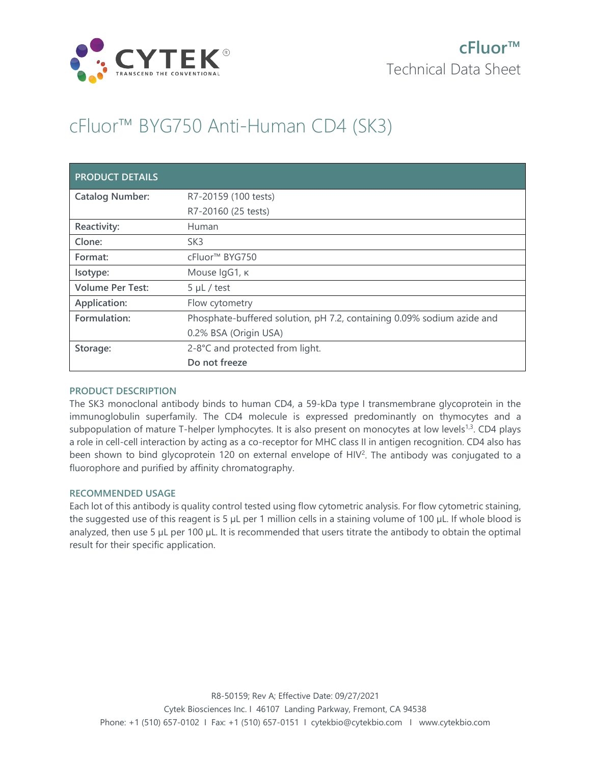cFluor™
Technical Data Sheet

# cFluor™ BYG750 Anti-Human CD4 (SK3)

| PRODUCT DETAILS | |
|---|---|
| **Catalog Number:** | R7-20159 (100 tests)<br>R7-20160 (25 tests) |
| **Reactivity:** | Human |
| **Clone:** | SK3 |
| **Format:** | cFluor™ BYG750 |
| **Isotype:** | Mouse IgG1, κ |
| **Volume Per Test:** | 5 µL / test |
| **Application:** | Flow cytometry |
| **Formulation:** | Phosphate-buffered solution, pH 7.2, containing 0.09% sodium azide and 0.2% BSA (Origin USA) |
| **Storage:** | 2-8°C and protected from light.<br>**Do not freeze** |

## PRODUCT DESCRIPTION

The SK3 monoclonal antibody binds to human CD4, a 59-kDa type I transmembrane glycoprotein in the immunoglobulin superfamily. The CD4 molecule is expressed predominantly on thymocytes and a subpopulation of mature T-helper lymphocytes. It is also present on monocytes at low levels[1,3]. CD4 plays a role in cell-cell interaction by acting as a co-receptor for MHC class II in antigen recognition. CD4 also has been shown to bind glycoprotein 120 on external envelope of HIV[2]. The antibody was conjugated to a fluorophore and purified by affinity chromatography.

## RECOMMENDED USAGE

Each lot of this antibody is quality control tested using flow cytometric analysis. For flow cytometric staining, the suggested use of this reagent is 5 µL per 1 million cells in a staining volume of 100 µL. If whole blood is analyzed, then use 5 µL per 100 µL. It is recommended that users titrate the antibody to obtain the optimal result for their specific application.

R8-50159; Rev A; Effective Date: 09/27/2021
Cytek Biosciences Inc. I 46107 Landing Parkway, Fremont, CA 94538
Phone: +1 (510) 657-0102 I Fax: +1 (510) 657-0151 I cytekbio@cytekbio.com I www.cytekbio.com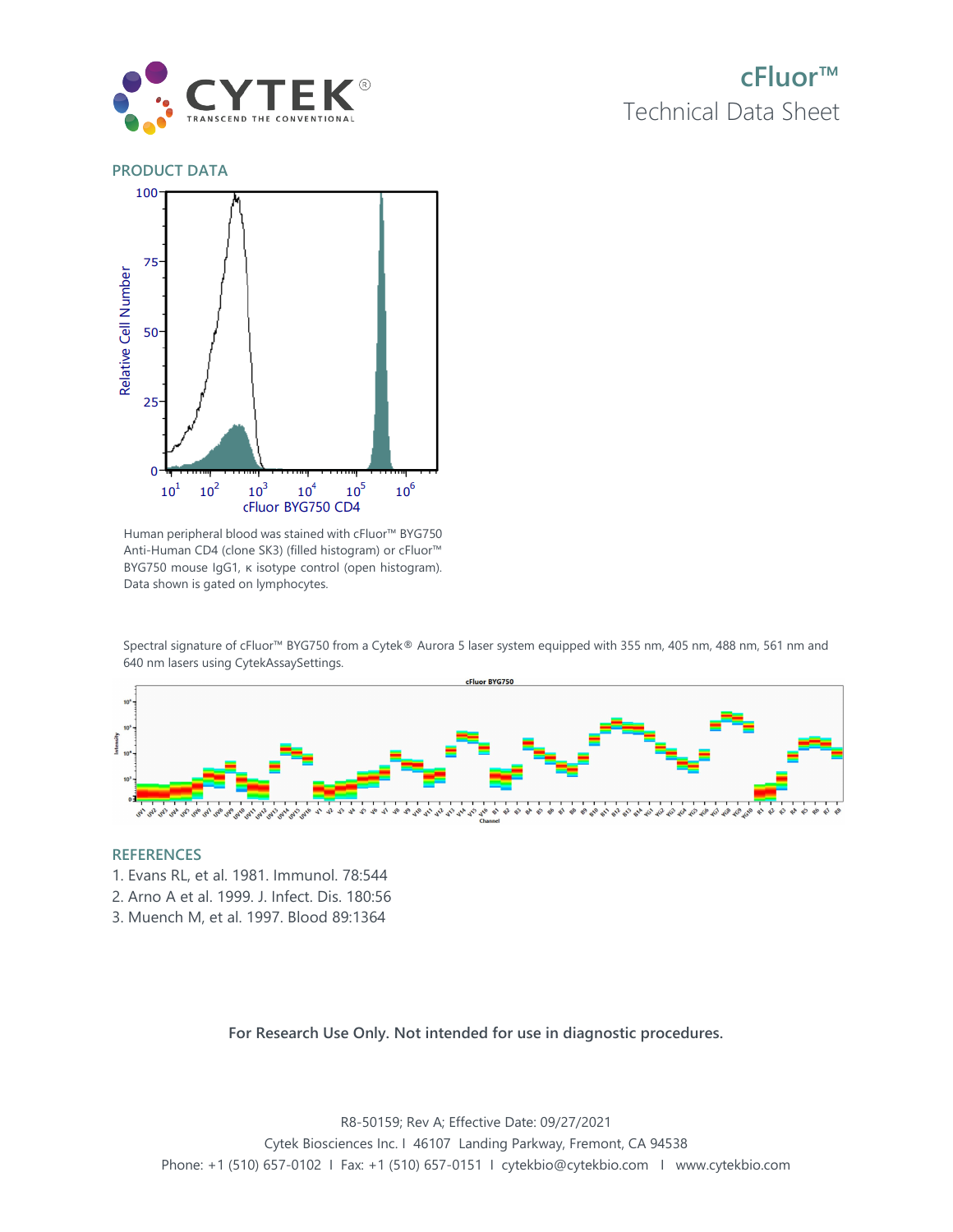cFluor™
Technical Data Sheet

## PRODUCT DATA

100
75
50
25
0
Relative Cell Number
$10^1$ $10^2$ $10^3$ $10^4$ $10^5$ $10^6$
cFluor BYG750 CD4

Human peripheral blood was stained with cFluor™ BYG750 Anti-Human CD4 (clone SK3) (filled histogram) or cFluor™ BYG750 mouse IgG1, κ isotype control (open histogram). Data shown is gated on lymphocytes.

Spectral signature of cFluor™ BYG750 from a Cytek® Aurora 5 laser system equipped with 355 nm, 405 nm, 488 nm, 561 nm and 640 nm lasers using CytekAssaySettings.

cFluor BYG750

## REFERENCES

1. Evans RL, et al. 1981. Immunol. 78:544
2. Arno A et al. 1999. J. Infect. Dis. 180:56
3. Muench M, et al. 1997. Blood 89:1364

**For Research Use Only. Not intended for use in diagnostic procedures.**

R8-50159; Rev A; Effective Date: 09/27/2021
Cytek Biosciences Inc. I 46107 Landing Parkway, Fremont, CA 94538
Phone: +1 (510) 657-0102 I Fax: +1 (510) 657-0151 I cytekbio@cytekbio.com I www.cytekbio.com